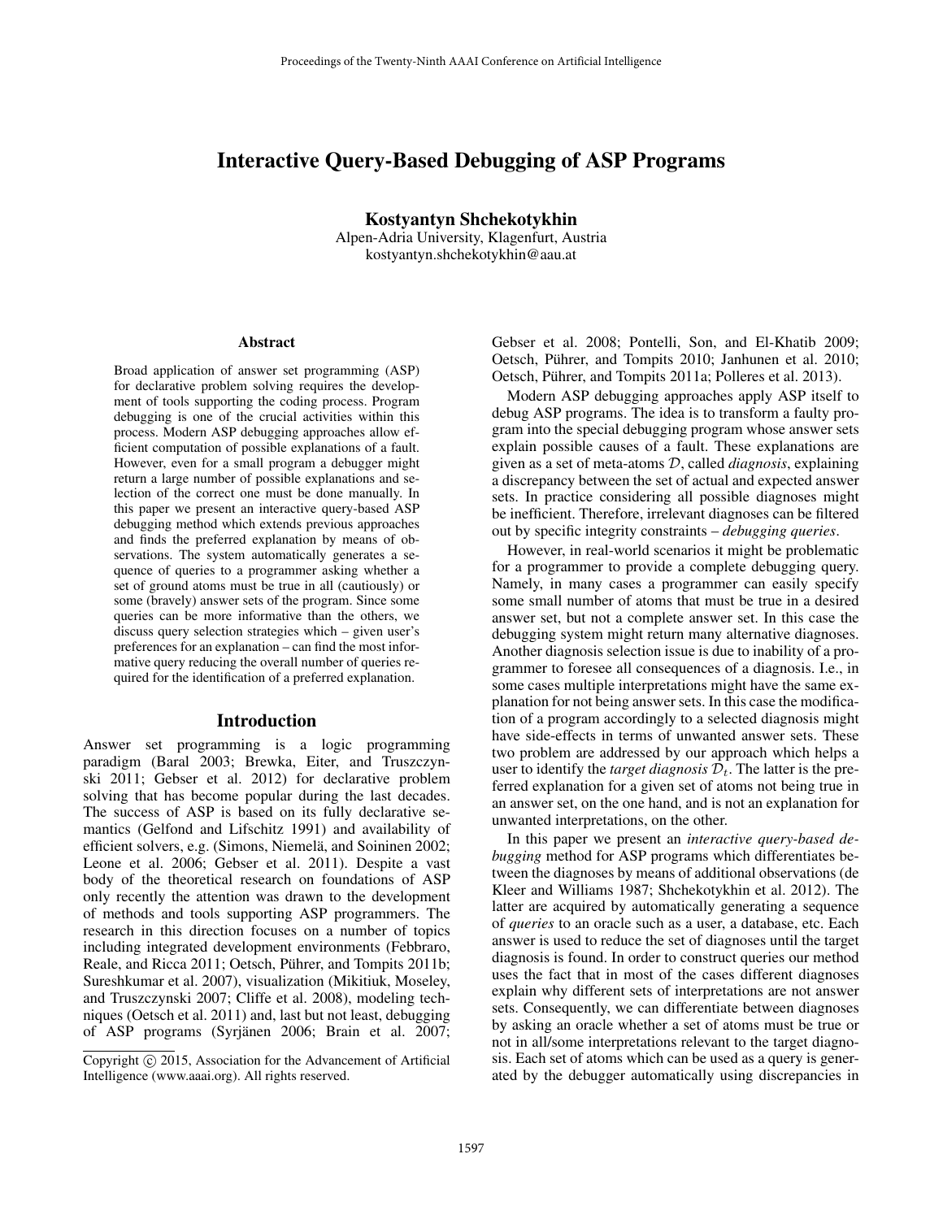# Interactive Query-Based Debugging of ASP Programs

**Kostyantyn Shchekotykhin**
Alpen-Adria University, Klagenfurt, Austria
kostyantyn.shchekotykhin@aau.at

## Abstract

Broad application of answer set programming (ASP) for declarative problem solving requires the development of tools supporting the coding process. Program debugging is one of the crucial activities within this process. Modern ASP debugging approaches allow efficient computation of possible explanations of a fault. However, even for a small program a debugger might return a large number of possible explanations and selection of the correct one must be done manually. In this paper we present an interactive query-based ASP debugging method which extends previous approaches and finds the preferred explanation by means of observations. The system automatically generates a sequence of queries to a programmer asking whether a set of ground atoms must be true in all (cautiously) or some (bravely) answer sets of the program. Since some queries can be more informative than the others, we discuss query selection strategies which – given user's preferences for an explanation – can find the most informative query reducing the overall number of queries required for the identification of a preferred explanation.

## Introduction

Answer set programming is a logic programming paradigm (Baral 2003; Brewka, Eiter, and Truszczynski 2011; Gebser et al. 2012) for declarative problem solving that has become popular during the last decades. The success of ASP is based on its fully declarative semantics (Gelfond and Lifschitz 1991) and availability of efficient solvers, e.g. (Simons, Niemelä, and Soininen 2002; Leone et al. 2006; Gebser et al. 2011). Despite a vast body of the theoretical research on foundations of ASP only recently the attention was drawn to the development of methods and tools supporting ASP programmers. The research in this direction focuses on a number of topics including integrated development environments (Febbraro, Reale, and Ricca 2011; Oetsch, Pührer, and Tompits 2011b; Sureshkumar et al. 2007), visualization (Mikitiuk, Moseley, and Truszczynski 2007; Cliffe et al. 2008), modeling techniques (Oetsch et al. 2011) and, last but not least, debugging of ASP programs (Syrjänen 2006; Brain et al. 2007; Gebser et al. 2008; Pontelli, Son, and El-Khatib 2009; Oetsch, Pührer, and Tompits 2010; Janhunen et al. 2010; Oetsch, Pührer, and Tompits 2011a; Polleres et al. 2013).

Modern ASP debugging approaches apply ASP itself to debug ASP programs. The idea is to transform a faulty program into the special debugging program whose answer sets explain possible causes of a fault. These explanations are given as a set of meta-atoms $\mathcal{D}$, called *diagnosis*, explaining a discrepancy between the set of actual and expected answer sets. In practice considering all possible diagnoses might be inefficient. Therefore, irrelevant diagnoses can be filtered out by specific integrity constraints – *debugging queries*.

However, in real-world scenarios it might be problematic for a programmer to provide a complete debugging query. Namely, in many cases a programmer can easily specify some small number of atoms that must be true in a desired answer set, but not a complete answer set. In this case the debugging system might return many alternative diagnoses. Another diagnosis selection issue is due to inability of a programmer to foresee all consequences of a diagnosis. I.e., in some cases multiple interpretations might have the same explanation for not being answer sets. In this case the modification of a program accordingly to a selected diagnosis might have side-effects in terms of unwanted answer sets. These two problem are addressed by our approach which helps a user to identify the *target diagnosis* $\mathcal{D}_t$. The latter is the preferred explanation for a given set of atoms not being true in an answer set, on the one hand, and is not an explanation for unwanted interpretations, on the other.

In this paper we present an *interactive query-based debugging* method for ASP programs which differentiates between the diagnoses by means of additional observations (de Kleer and Williams 1987; Shchekotykhin et al. 2012). The latter are acquired by automatically generating a sequence of *queries* to an oracle such as a user, a database, etc. Each answer is used to reduce the set of diagnoses until the target diagnosis is found. In order to construct queries our method uses the fact that in most of the cases different diagnoses explain why different sets of interpretations are not answer sets. Consequently, we can differentiate between diagnoses by asking an oracle whether a set of atoms must be true or not in all/some interpretations relevant to the target diagnosis. Each set of atoms which can be used as a query is generated by the debugger automatically using discrepancies in

Copyright © 2015, Association for the Advancement of Artificial Intelligence (www.aaai.org). All rights reserved.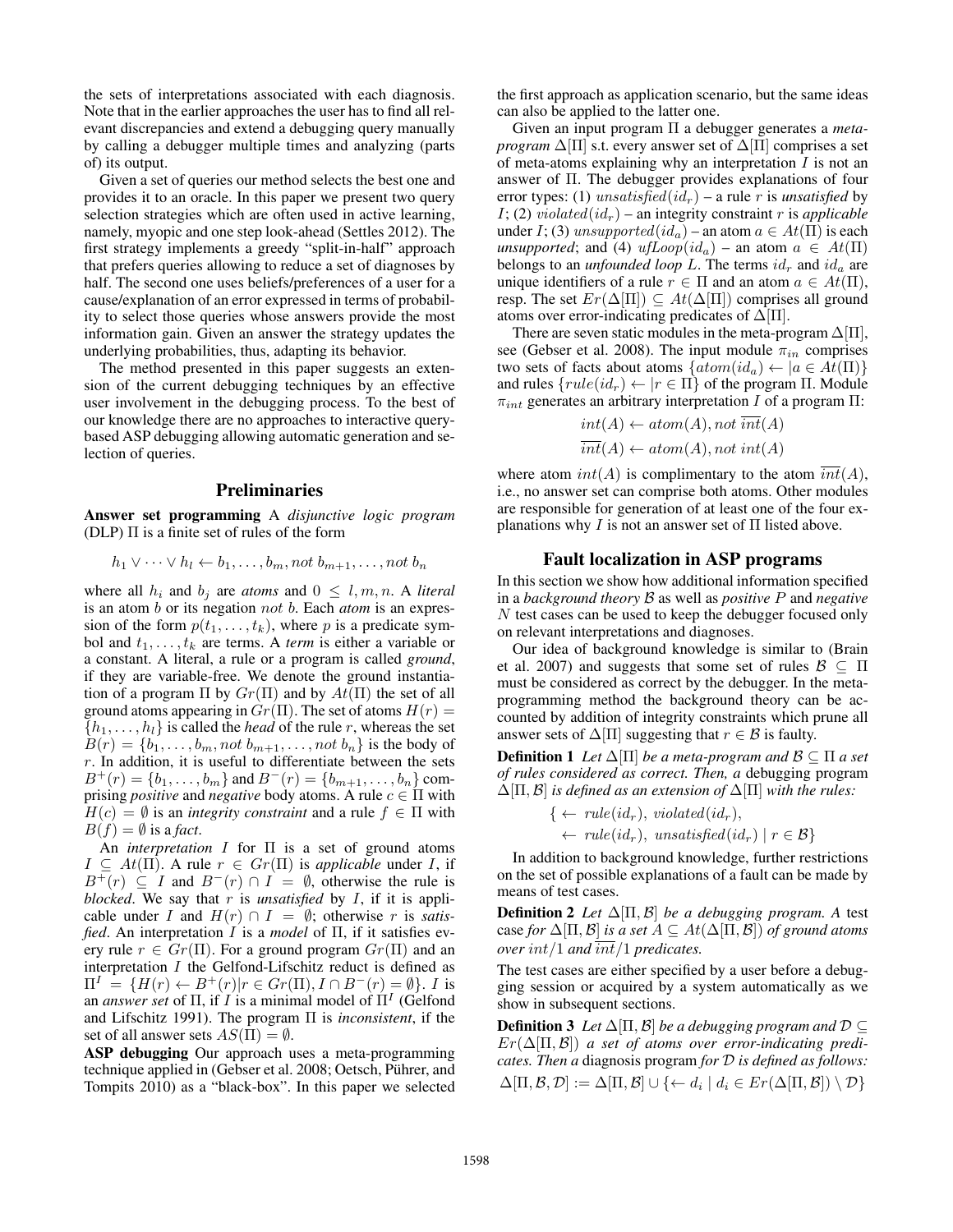the sets of interpretations associated with each diagnosis. Note that in the earlier approaches the user has to find all relevant discrepancies and extend a debugging query manually by calling a debugger multiple times and analyzing (parts of) its output.

Given a set of queries our method selects the best one and provides it to an oracle. In this paper we present two query selection strategies which are often used in active learning, namely, myopic and one step look-ahead (Settles 2012). The first strategy implements a greedy "split-in-half" approach that prefers queries allowing to reduce a set of diagnoses by half. The second one uses beliefs/preferences of a user for a cause/explanation of an error expressed in terms of probability to select those queries whose answers provide the most information gain. Given an answer the strategy updates the underlying probabilities, thus, adapting its behavior.

The method presented in this paper suggests an extension of the current debugging techniques by an effective user involvement in the debugging process. To the best of our knowledge there are no approaches to interactive query-based ASP debugging allowing automatic generation and selection of queries.

## Preliminaries

**Answer set programming** A *disjunctive logic program* (DLP) $\Pi$ is a finite set of rules of the form

$$h_1 \vee \cdots \vee h_l \leftarrow b_1, \ldots, b_m, not\ b_{m+1}, \ldots, not\ b_n$$

where all $h_i$ and $b_j$ are *atoms* and $0 \leq l, m, n$. A *literal* is an atom $b$ or its negation $not\ b$. Each *atom* is an expression of the form $p(t_1, \ldots, t_k)$, where $p$ is a predicate symbol and $t_1, \ldots, t_k$ are terms. A *term* is either a variable or a constant. A literal, a rule or a program is called *ground*, if they are variable-free. We denote the ground instantiation of a program $\Pi$ by $Gr(\Pi)$ and by $At(\Pi)$ the set of all ground atoms appearing in $Gr(\Pi)$. The set of atoms $H(r) = \{h_1, \ldots, h_l\}$ is called the *head* of the rule $r$, whereas the set $B(r) = \{b_1, \ldots, b_m, not\ b_{m+1}, \ldots, not\ b_n\}$ is the body of $r$. In addition, it is useful to differentiate between the sets $B^+(r) = \{b_1, \ldots, b_m\}$ and $B^-(r) = \{b_{m+1}, \ldots, b_n\}$ comprising *positive* and *negative* body atoms. A rule $c \in \Pi$ with $H(c) = \emptyset$ is an *integrity constraint* and a rule $f \in \Pi$ with $B(f) = \emptyset$ is a *fact*.

An *interpretation* $I$ for $\Pi$ is a set of ground atoms $I \subseteq At(\Pi)$. A rule $r \in Gr(\Pi)$ is *applicable* under $I$, if $B^+(r) \subseteq I$ and $B^-(r) \cap I = \emptyset$, otherwise the rule is *blocked*. We say that $r$ is *unsatisfied* by $I$, if it is applicable under $I$ and $H(r) \cap I = \emptyset$; otherwise $r$ is *satisfied*. An interpretation $I$ is a *model* of $\Pi$, if it satisfies every rule $r \in Gr(\Pi)$. For a ground program $Gr(\Pi)$ and an interpretation $I$ the Gelfond-Lifschitz reduct is defined as $\Pi^I = \{H(r) \leftarrow B^+(r) | r \in Gr(\Pi), I \cap B^-(r) = \emptyset\}$. $I$ is an *answer set* of $\Pi$, if $I$ is a minimal model of $\Pi^I$ (Gelfond and Lifschitz 1991). The program $\Pi$ is *inconsistent*, if the set of all answer sets $AS(\Pi) = \emptyset$.

**ASP debugging** Our approach uses a meta-programming technique applied in (Gebser et al. 2008; Oetsch, Pührer, and Tompits 2010) as a "black-box". In this paper we selected the first approach as application scenario, but the same ideas can also be applied to the latter one.

Given an input program $\Pi$ a debugger generates a *meta-program* $\Delta[\Pi]$ s.t. every answer set of $\Delta[\Pi]$ comprises a set of meta-atoms explaining why an interpretation $I$ is not an answer of $\Pi$. The debugger provides explanations of four error types: (1) $unsatisfied(id_r)$ – a rule $r$ is *unsatisfied* by $I$; (2) $violated(id_r)$ – an integrity constraint $r$ is *applicable* under $I$; (3) $unsupported(id_a)$ – an atom $a \in At(\Pi)$ is each *unsupported*; and (4) $ufLoop(id_a)$ – an atom $a \in At(\Pi)$ belongs to an *unfounded loop* $L$. The terms $id_r$ and $id_a$ are unique identifiers of a rule $r \in \Pi$ and an atom $a \in At(\Pi)$, resp. The set $Er(\Delta[\Pi]) \subseteq At(\Delta[\Pi])$ comprises all ground atoms over error-indicating predicates of $\Delta[\Pi]$.

There are seven static modules in the meta-program $\Delta[\Pi]$, see (Gebser et al. 2008). The input module $\pi_{in}$ comprises two sets of facts about atoms $\{atom(id_a) \leftarrow | a \in At(\Pi)\}$ and rules $\{rule(id_r) \leftarrow | r \in \Pi\}$ of the program $\Pi$. Module $\pi_{int}$ generates an arbitrary interpretation $I$ of a program $\Pi$:

$$int(A) \leftarrow atom(A), not\ \overline{int}(A)$$
$$\overline{int}(A) \leftarrow atom(A), not\ int(A)$$

where atom $int(A)$ is complimentary to the atom $\overline{int}(A)$, i.e., no answer set can comprise both atoms. Other modules are responsible for generation of at least one of the four explanations why $I$ is not an answer set of $\Pi$ listed above.

## Fault localization in ASP programs

In this section we show how additional information specified in a *background theory* $\mathcal{B}$ as well as *positive* $P$ and *negative* $N$ test cases can be used to keep the debugger focused only on relevant interpretations and diagnoses.

Our idea of background knowledge is similar to (Brain et al. 2007) and suggests that some set of rules $\mathcal{B} \subseteq \Pi$ must be considered as correct by the debugger. In the meta-programming method the background theory can be accounted by addition of integrity constraints which prune all answer sets of $\Delta[\Pi]$ suggesting that $r \in \mathcal{B}$ is faulty.

**Definition 1** *Let $\Delta[\Pi]$ be a meta-program and $\mathcal{B} \subseteq \Pi$ a set of rules considered as correct. Then, a* debugging program *$\Delta[\Pi, \mathcal{B}]$ is defined as an extension of $\Delta[\Pi]$ with the rules:*

$$\{ \leftarrow\ rule(id_r),\ violated(id_r),$$
$$\leftarrow\ rule(id_r),\ unsatisfied(id_r) \mid r \in \mathcal{B}\}$$

In addition to background knowledge, further restrictions on the set of possible explanations of a fault can be made by means of test cases.

**Definition 2** *Let $\Delta[\Pi, \mathcal{B}]$ be a debugging program. A* test case *for $\Delta[\Pi, \mathcal{B}]$ is a set $A \subseteq At(\Delta[\Pi, \mathcal{B}])$ of ground atoms over $int/1$ and $\overline{int}/1$ predicates.*

The test cases are either specified by a user before a debugging session or acquired by a system automatically as we show in subsequent sections.

**Definition 3** *Let $\Delta[\Pi, \mathcal{B}]$ be a debugging program and $\mathcal{D} \subseteq Er(\Delta[\Pi, \mathcal{B}])$ a set of atoms over error-indicating predicates. Then a* diagnosis program *for $\mathcal{D}$ is defined as follows:*

$$\Delta[\Pi, \mathcal{B}, \mathcal{D}] := \Delta[\Pi, \mathcal{B}] \cup \{\leftarrow d_i \mid d_i \in Er(\Delta[\Pi, \mathcal{B}]) \setminus \mathcal{D}\}$$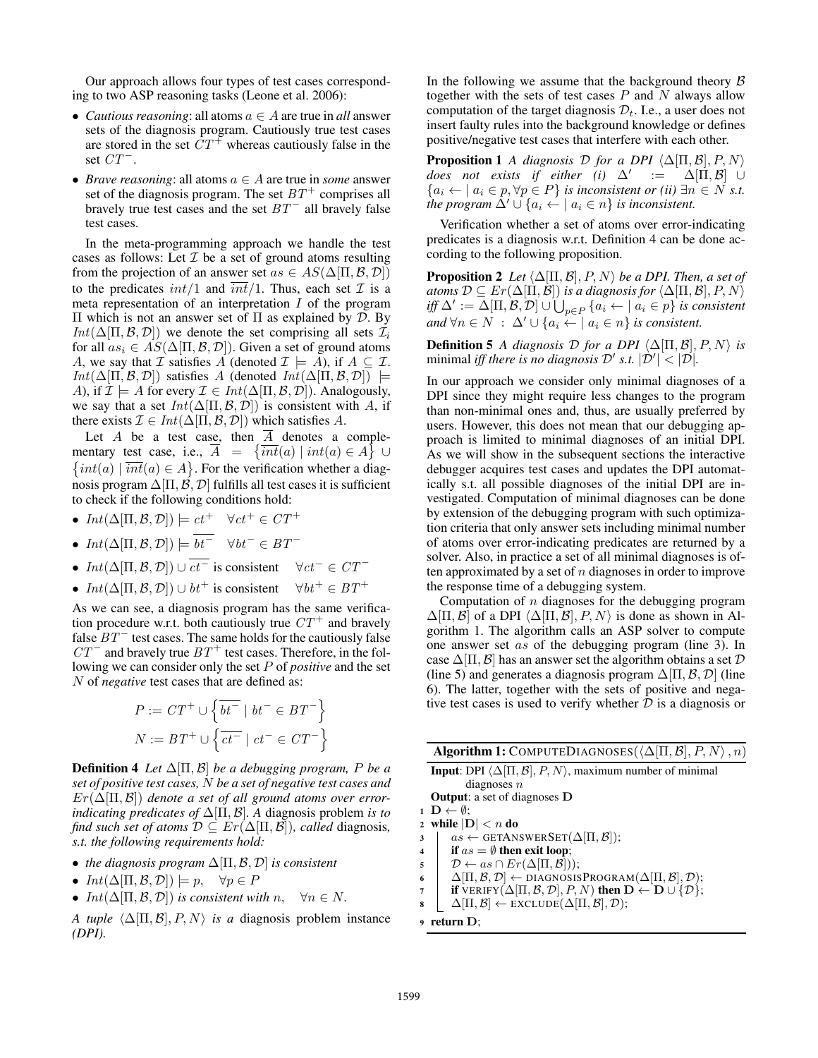Our approach allows four types of test cases corresponding to two ASP reasoning tasks (Leone et al. 2006):

- *Cautious reasoning*: all atoms $a \in A$ are true in *all* answer sets of the diagnosis program. Cautiously true test cases are stored in the set $CT^+$ whereas cautiously false in the set $CT^-$.
- *Brave reasoning*: all atoms $a \in A$ are true in *some* answer set of the diagnosis program. The set $BT^+$ comprises all bravely true test cases and the set $BT^-$ all bravely false test cases.

In the meta-programming approach we handle the test cases as follows: Let $\mathcal{I}$ be a set of ground atoms resulting from the projection of an answer set $as \in AS(\Delta[\Pi, \mathcal{B}, \mathcal{D}])$ to the predicates $int/1$ and $\overline{int}/1$. Thus, each set $\mathcal{I}$ is a meta representation of an interpretation $I$ of the program $\Pi$ which is not an answer set of $\Pi$ as explained by $\mathcal{D}$. By $Int(\Delta[\Pi, \mathcal{B}, \mathcal{D}])$ we denote the set comprising all sets $\mathcal{I}_i$ for all $as_i \in AS(\Delta[\Pi, \mathcal{B}, \mathcal{D}])$. Given a set of ground atoms $A$, we say that $\mathcal{I}$ satisfies $A$ (denoted $\mathcal{I} \models A$), if $A \subseteq \mathcal{I}$. $Int(\Delta[\Pi, \mathcal{B}, \mathcal{D}])$ satisfies $A$ (denoted $Int(\Delta[\Pi, \mathcal{B}, \mathcal{D}]) \models A$), if $\mathcal{I} \models A$ for every $\mathcal{I} \in Int(\Delta[\Pi, \mathcal{B}, \mathcal{D}])$. Analogously, we say that a set $Int(\Delta[\Pi, \mathcal{B}, \mathcal{D}])$ is consistent with $A$, if there exists $\mathcal{I} \in Int(\Delta[\Pi, \mathcal{B}, \mathcal{D}])$ which satisfies $A$.

Let $A$ be a test case, then $\overline{A}$ denotes a complementary test case, i.e., $\overline{A} = \{\overline{int}(a) \mid int(a) \in A\} \cup \{int(a) \mid \overline{int}(a) \in A\}$. For the verification whether a diagnosis program $\Delta[\Pi, \mathcal{B}, \mathcal{D}]$ fulfills all test cases it is sufficient to check if the following conditions hold:

- $Int(\Delta[\Pi, \mathcal{B}, \mathcal{D}]) \models ct^+ \quad \forall ct^+ \in CT^+$
- $Int(\Delta[\Pi, \mathcal{B}, \mathcal{D}]) \models \overline{bt^-} \quad \forall bt^- \in BT^-$
- $Int(\Delta[\Pi, \mathcal{B}, \mathcal{D}]) \cup \overline{ct^-}$ is consistent $\quad \forall ct^- \in CT^-$
- $Int(\Delta[\Pi, \mathcal{B}, \mathcal{D}]) \cup bt^+$ is consistent $\quad \forall bt^+ \in BT^+$

As we can see, a diagnosis program has the same verification procedure w.r.t. both cautiously true $CT^+$ and bravely false $BT^-$ test cases. The same holds for the cautiously false $CT^-$ and bravely true $BT^+$ test cases. Therefore, in the following we can consider only the set $P$ of *positive* and the set $N$ of *negative* test cases that are defined as:

$$P := CT^+ \cup \left\{ \overline{bt^-} \mid bt^- \in BT^- \right\}$$

$$N := BT^+ \cup \left\{ \overline{ct^-} \mid ct^- \in CT^- \right\}$$

**Definition 4** *Let $\Delta[\Pi, \mathcal{B}]$ be a debugging program, $P$ be a set of positive test cases, $N$ be a set of negative test cases and $Er(\Delta[\Pi, \mathcal{B}])$ denote a set of all ground atoms over error-indicating predicates of $\Delta[\Pi, \mathcal{B}]$. A* diagnosis problem *is to find such set of atoms $\mathcal{D} \subseteq Er(\Delta[\Pi, \mathcal{B}])$, called* diagnosis*, s.t. the following requirements hold:*

- *the diagnosis program $\Delta[\Pi, \mathcal{B}, \mathcal{D}]$ is consistent*
- *$Int(\Delta[\Pi, \mathcal{B}, \mathcal{D}]) \models p, \quad \forall p \in P$*
- *$Int(\Delta[\Pi, \mathcal{B}, \mathcal{D}])$ is consistent with $n, \quad \forall n \in N$.*

*A tuple $\langle \Delta[\Pi, \mathcal{B}], P, N \rangle$ is a* diagnosis problem instance *(DPI).*

In the following we assume that the background theory $\mathcal{B}$ together with the sets of test cases $P$ and $N$ always allow computation of the target diagnosis $\mathcal{D}_t$. I.e., a user does not insert faulty rules into the background knowledge or defines positive/negative test cases that interfere with each other.

**Proposition 1** *A diagnosis $\mathcal{D}$ for a DPI $\langle \Delta[\Pi, \mathcal{B}], P, N \rangle$ does not exists if either (i) $\Delta' := \Delta[\Pi, \mathcal{B}] \cup \{a_i \leftarrow \mid a_i \in p, \forall p \in P\}$ is inconsistent or (ii) $\exists n \in N$ s.t. the program $\Delta' \cup \{a_i \leftarrow \mid a_i \in n\}$ is inconsistent.*

Verification whether a set of atoms over error-indicating predicates is a diagnosis w.r.t. Definition 4 can be done according to the following proposition.

**Proposition 2** *Let $\langle \Delta[\Pi, \mathcal{B}], P, N \rangle$ be a DPI. Then, a set of atoms $\mathcal{D} \subseteq Er(\Delta[\Pi, \mathcal{B}])$ is a diagnosis for $\langle \Delta[\Pi, \mathcal{B}], P, N \rangle$ iff $\Delta' := \Delta[\Pi, \mathcal{B}, \mathcal{D}] \cup \bigcup_{p \in P} \{a_i \leftarrow \mid a_i \in p\}$ is consistent and $\forall n \in N \; : \; \Delta' \cup \{a_i \leftarrow \mid a_i \in n\}$ is consistent.*

**Definition 5** *A diagnosis $\mathcal{D}$ for a DPI $\langle \Delta[\Pi, \mathcal{B}], P, N \rangle$ is* minimal *iff there is no diagnosis $\mathcal{D}'$ s.t. $|\mathcal{D}'| < |\mathcal{D}|$.*

In our approach we consider only minimal diagnoses of a DPI since they might require less changes to the program than non-minimal ones and, thus, are usually preferred by users. However, this does not mean that our debugging approach is limited to minimal diagnoses of an initial DPI. As we will show in the subsequent sections the interactive debugger acquires test cases and updates the DPI automatically s.t. all possible diagnoses of the initial DPI are investigated. Computation of minimal diagnoses can be done by extension of the debugging program with such optimization criteria that only answer sets including minimal number of atoms over error-indicating predicates are returned by a solver. Also, in practice a set of all minimal diagnoses is often approximated by a set of $n$ diagnoses in order to improve the response time of a debugging system.

Computation of $n$ diagnoses for the debugging program $\Delta[\Pi, \mathcal{B}]$ of a DPI $\langle \Delta[\Pi, \mathcal{B}], P, N \rangle$ is done as shown in Algorithm 1. The algorithm calls an ASP solver to compute one answer set $as$ of the debugging program (line 3). In case $\Delta[\Pi, \mathcal{B}]$ has an answer set the algorithm obtains a set $\mathcal{D}$ (line 5) and generates a diagnosis program $\Delta[\Pi, \mathcal{B}, \mathcal{D}]$ (line 6). The latter, together with the sets of positive and negative test cases is used to verify whether $\mathcal{D}$ is a diagnosis or

**Algorithm 1:** COMPUTEDIAGNOSES($\langle \Delta[\Pi, \mathcal{B}], P, N \rangle, n$)

**Input**: DPI $\langle \Delta[\Pi, \mathcal{B}], P, N \rangle$, maximum number of minimal diagnoses $n$
**Output**: a set of diagnoses $\mathbf{D}$

```
1 D ← ∅;
2 while |D| < n do
3     as ← GETANSWERSET(Δ[Π, B]);
4     if as = ∅ then exit loop;
5     D ← as ∩ Er(Δ[Π, B]));
6     Δ[Π, B, D] ← DIAGNOSISPROGRAM(Δ[Π, B], D);
7     if VERIFY(Δ[Π, B, D], P, N) then D ← D ∪ {D};
8     Δ[Π, B] ← EXCLUDE(Δ[Π, B], D);
9 return D;
```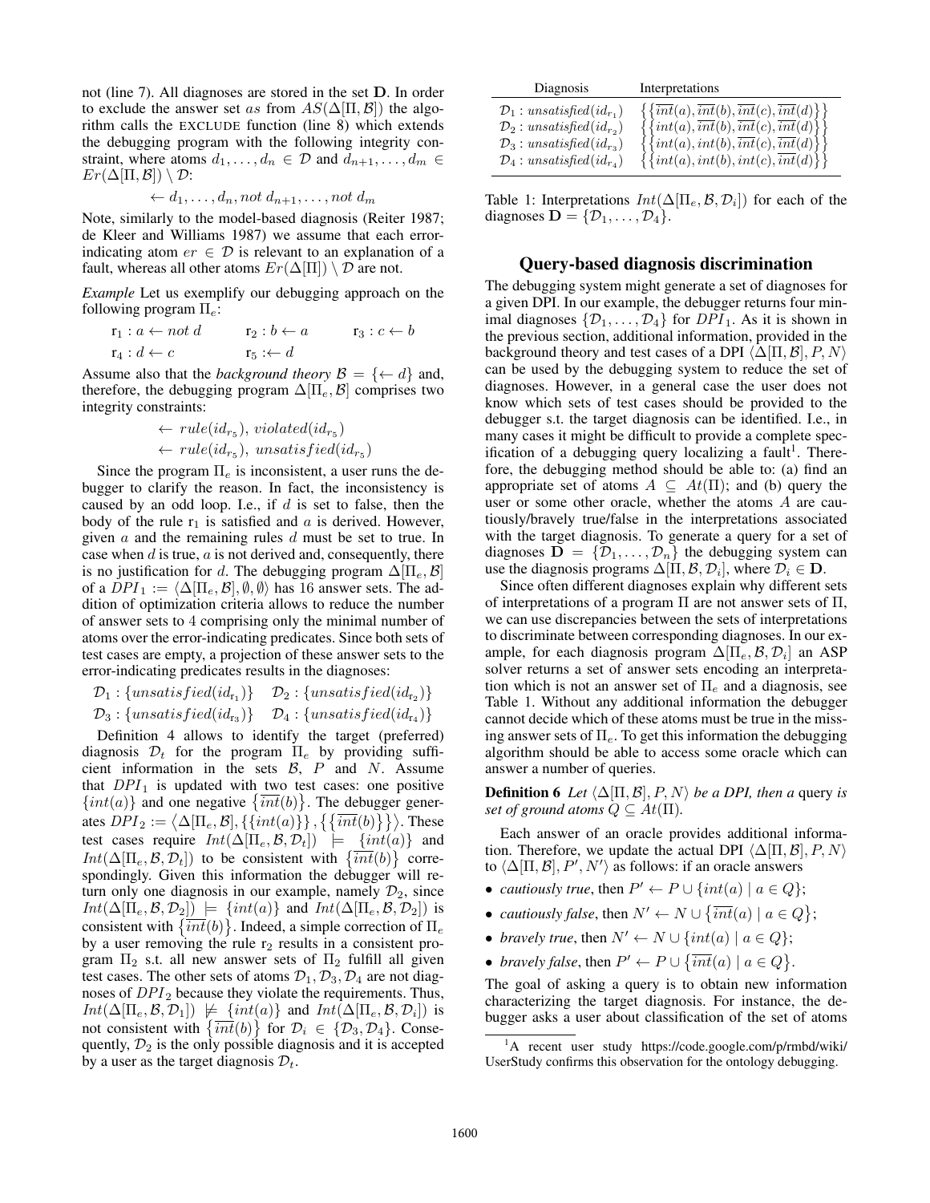not (line 7). All diagnoses are stored in the set $\mathbf{D}$. In order to exclude the answer set $as$ from $AS(\Delta[\Pi, \mathcal{B}])$ the algorithm calls the EXCLUDE function (line 8) which extends the debugging program with the following integrity constraint, where atoms $d_1, \ldots, d_n \in \mathcal{D}$ and $d_{n+1}, \ldots, d_m \in Er(\Delta[\Pi, \mathcal{B}]) \setminus \mathcal{D}$:

$$\leftarrow d_1, \ldots, d_n, not\ d_{n+1}, \ldots, not\ d_m$$

Note, similarly to the model-based diagnosis (Reiter 1987; de Kleer and Williams 1987) we assume that each error-indicating atom $er \in \mathcal{D}$ is relevant to an explanation of a fault, whereas all other atoms $Er(\Delta[\Pi]) \setminus \mathcal{D}$ are not.

*Example* Let us exemplify our debugging approach on the following program $\Pi_e$:

$$\mathrm{r}_1 : a \leftarrow not\ d \qquad \mathrm{r}_2 : b \leftarrow a \qquad \mathrm{r}_3 : c \leftarrow b$$
$$\mathrm{r}_4 : d \leftarrow c \qquad \mathrm{r}_5 : \leftarrow d$$

Assume also that the *background theory* $\mathcal{B} = \{\leftarrow d\}$ and, therefore, the debugging program $\Delta[\Pi_e, \mathcal{B}]$ comprises two integrity constraints:

$$\leftarrow rule(id_{r_5}),\ violated(id_{r_5})$$
$$\leftarrow rule(id_{r_5}),\ unsatisfied(id_{r_5})$$

Since the program $\Pi_e$ is inconsistent, a user runs the debugger to clarify the reason. In fact, the inconsistency is caused by an odd loop. I.e., if $d$ is set to false, then the body of the rule $\mathrm{r}_1$ is satisfied and $a$ is derived. However, given $a$ and the remaining rules $d$ must be set to true. In case when $d$ is true, $a$ is not derived and, consequently, there is no justification for $d$. The debugging program $\Delta[\Pi_e, \mathcal{B}]$ of a $DPI_1 := \langle \Delta[\Pi_e, \mathcal{B}], \emptyset, \emptyset \rangle$ has 16 answer sets. The addition of optimization criteria allows to reduce the number of answer sets to 4 comprising only the minimal number of atoms over the error-indicating predicates. Since both sets of test cases are empty, a projection of these answer sets to the error-indicating predicates results in the diagnoses:

$$\mathcal{D}_1 : \{unsatisfied(id_{r_1})\} \quad \mathcal{D}_2 : \{unsatisfied(id_{r_2})\}$$
$$\mathcal{D}_3 : \{unsatisfied(id_{r_3})\} \quad \mathcal{D}_4 : \{unsatisfied(id_{r_4})\}$$

Definition 4 allows to identify the target (preferred) diagnosis $\mathcal{D}_t$ for the program $\Pi_e$ by providing sufficient information in the sets $\mathcal{B}$, $P$ and $N$. Assume that $DPI_1$ is updated with two test cases: one positive $\{int(a)\}$ and one negative $\{\overline{int}(b)\}$. The debugger generates $DPI_2 := \langle \Delta[\Pi_e, \mathcal{B}], \{\{int(a)\}\}, \{\{\overline{int}(b)\}\} \rangle$. These test cases require $Int(\Delta[\Pi_e, \mathcal{B}, \mathcal{D}_t]) \models \{int(a)\}$ and $Int(\Delta[\Pi_e, \mathcal{B}, \mathcal{D}_t])$ to be consistent with $\{\overline{int}(b)\}$ correspondingly. Given this information the debugger will return only one diagnosis in our example, namely $\mathcal{D}_2$, since $Int(\Delta[\Pi_e, \mathcal{B}, \mathcal{D}_2]) \models \{int(a)\}$ and $Int(\Delta[\Pi_e, \mathcal{B}, \mathcal{D}_2])$ is consistent with $\{\overline{int}(b)\}$. Indeed, a simple correction of $\Pi_e$ by a user removing the rule $\mathrm{r}_2$ results in a consistent program $\Pi_2$ s.t. all new answer sets of $\Pi_2$ fulfill all given test cases. The other sets of atoms $\mathcal{D}_1, \mathcal{D}_3, \mathcal{D}_4$ are not diagnoses of $DPI_2$ because they violate the requirements. Thus, $Int(\Delta[\Pi_e, \mathcal{B}, \mathcal{D}_1]) \not\models \{int(a)\}$ and $Int(\Delta[\Pi_e, \mathcal{B}, \mathcal{D}_i])$ is not consistent with $\{\overline{int}(b)\}$ for $\mathcal{D}_i \in \{\mathcal{D}_3, \mathcal{D}_4\}$. Consequently, $\mathcal{D}_2$ is the only possible diagnosis and it is accepted by a user as the target diagnosis $\mathcal{D}_t$.

| Diagnosis | Interpretations |
|---|---|
| $\mathcal{D}_1 : unsatisfied(id_{r_1})$ | $\{\{\overline{int}(a), \overline{int}(b), \overline{int}(c), \overline{int}(d)\}\}$ |
| $\mathcal{D}_2 : unsatisfied(id_{r_2})$ | $\{\{int(a), \overline{int}(b), \overline{int}(c), \overline{int}(d)\}\}$ |
| $\mathcal{D}_3 : unsatisfied(id_{r_3})$ | $\{\{int(a), int(b), \overline{int}(c), \overline{int}(d)\}\}$ |
| $\mathcal{D}_4 : unsatisfied(id_{r_4})$ | $\{\{int(a), int(b), int(c), \overline{int}(d)\}\}$ |

Table 1: Interpretations $Int(\Delta[\Pi_e, \mathcal{B}, \mathcal{D}_i])$ for each of the diagnoses $\mathbf{D} = \{\mathcal{D}_1, \ldots, \mathcal{D}_4\}$.

## Query-based diagnosis discrimination

The debugging system might generate a set of diagnoses for a given DPI. In our example, the debugger returns four minimal diagnoses $\{\mathcal{D}_1, \ldots, \mathcal{D}_4\}$ for $DPI_1$. As it is shown in the previous section, additional information, provided in the background theory and test cases of a DPI $\langle \Delta[\Pi, \mathcal{B}], P, N \rangle$ can be used by the debugging system to reduce the set of diagnoses. However, in a general case the user does not know which sets of test cases should be provided to the debugger s.t. the target diagnosis can be identified. I.e., in many cases it might be difficult to provide a complete specification of a debugging query localizing a fault[1]. Therefore, the debugging method should be able to: (a) find an appropriate set of atoms $A \subseteq At(\Pi)$; and (b) query the user or some other oracle, whether the atoms $A$ are cautiously/bravely true/false in the interpretations associated with the target diagnosis. To generate a query for a set of diagnoses $\mathbf{D} = \{\mathcal{D}_1, \ldots, \mathcal{D}_n\}$ the debugging system can use the diagnosis programs $\Delta[\Pi, \mathcal{B}, \mathcal{D}_i]$, where $\mathcal{D}_i \in \mathbf{D}$.

Since often different diagnoses explain why different sets of interpretations of a program $\Pi$ are not answer sets of $\Pi$, we can use discrepancies between the sets of interpretations to discriminate between corresponding diagnoses. In our example, for each diagnosis program $\Delta[\Pi_e, \mathcal{B}, \mathcal{D}_i]$ an ASP solver returns a set of answer sets encoding an interpretation which is not an answer set of $\Pi_e$ and a diagnosis, see Table 1. Without any additional information the debugger cannot decide which of these atoms must be true in the missing answer sets of $\Pi_e$. To get this information the debugging algorithm should be able to access some oracle which can answer a number of queries.

**Definition 6** *Let $\langle \Delta[\Pi, \mathcal{B}], P, N \rangle$ be a DPI, then a* query *is set of ground atoms $Q \subseteq At(\Pi)$.*

Each answer of an oracle provides additional information. Therefore, we update the actual DPI $\langle \Delta[\Pi, \mathcal{B}], P, N \rangle$ to $\langle \Delta[\Pi, \mathcal{B}], P', N' \rangle$ as follows: if an oracle answers

- *cautiously true*, then $P' \leftarrow P \cup \{int(a) \mid a \in Q\}$;
- *cautiously false*, then $N' \leftarrow N \cup \{\overline{int}(a) \mid a \in Q\}$;
- *bravely true*, then $N' \leftarrow N \cup \{int(a) \mid a \in Q\}$;
- *bravely false*, then $P' \leftarrow P \cup \{\overline{int}(a) \mid a \in Q\}$.

The goal of asking a query is to obtain new information characterizing the target diagnosis. For instance, the debugger asks a user about classification of the set of atoms

[1] A recent user study https://code.google.com/p/rmbd/wiki/UserStudy confirms this observation for the ontology debugging.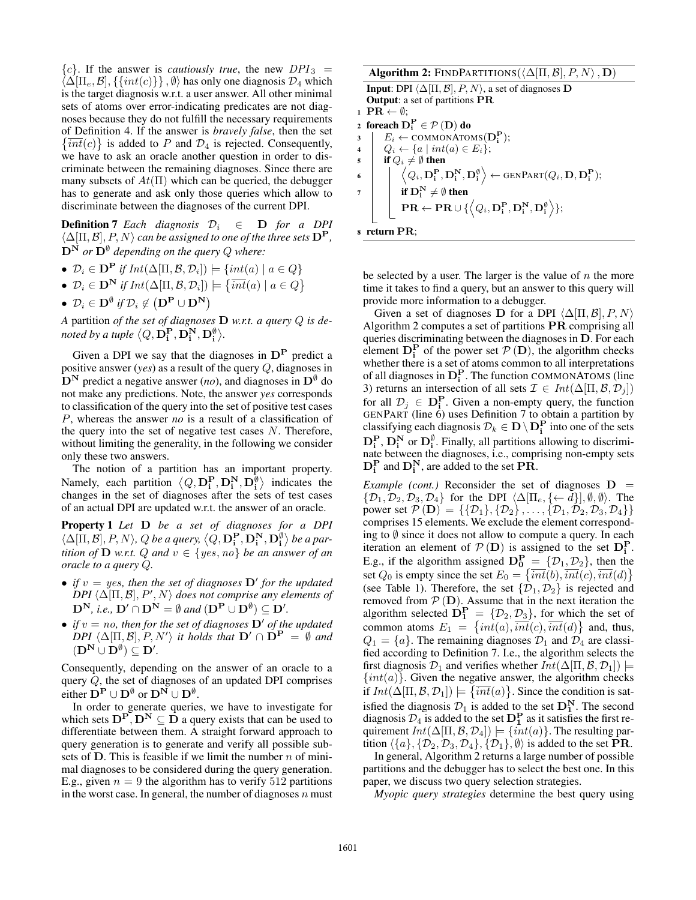$\{c\}$. If the answer is *cautiously true*, the new $DPI_3 = \langle\Delta[\Pi_e, \mathcal{B}], \{\{int(c)\}\}, \emptyset\rangle$ has only one diagnosis $\mathcal{D}_4$ which is the target diagnosis w.r.t. a user answer. All other minimal sets of atoms over error-indicating predicates are not diagnoses because they do not fulfill the necessary requirements of Definition 4. If the answer is *bravely false*, then the set $\{\overline{int}(c)\}$ is added to $P$ and $\mathcal{D}_4$ is rejected. Consequently, we have to ask an oracle another question in order to discriminate between the remaining diagnoses. Since there are many subsets of $At(\Pi)$ which can be queried, the debugger has to generate and ask only those queries which allow to discriminate between the diagnoses of the current DPI.

**Definition 7** *Each diagnosis $\mathcal{D}_i \in \mathbf{D}$ for a DPI $\langle\Delta[\Pi, \mathcal{B}], P, N\rangle$ can be assigned to one of the three sets $\mathbf{D^P}$, $\mathbf{D^N}$ or $\mathbf{D^\emptyset}$ depending on the query $Q$ where:*

- $\mathcal{D}_i \in \mathbf{D^P}$ *if* $Int(\Delta[\Pi, \mathcal{B}, \mathcal{D}_i]) \models \{int(a) \mid a \in Q\}$
- $\mathcal{D}_i \in \mathbf{D^N}$ *if* $Int(\Delta[\Pi, \mathcal{B}, \mathcal{D}_i]) \models \{\overline{int}(a) \mid a \in Q\}$
- $\mathcal{D}_i \in \mathbf{D^\emptyset}$ *if* $\mathcal{D}_i \notin (\mathbf{D^P} \cup \mathbf{D^N})$

*A* partition *of the set of diagnoses $\mathbf{D}$ w.r.t. a query $Q$ is denoted by a tuple $\langle Q, \mathbf{D_i^P}, \mathbf{D_i^N}, \mathbf{D_i^\emptyset}\rangle$.*

Given a DPI we say that the diagnoses in $\mathbf{D^P}$ predict a positive answer (*yes*) as a result of the query $Q$, diagnoses in $\mathbf{D^N}$ predict a negative answer (*no*), and diagnoses in $\mathbf{D^\emptyset}$ do not make any predictions. Note, the answer *yes* corresponds to classification of the query into the set of positive test cases $P$, whereas the answer *no* is a result of a classification of the query into the set of negative test cases $N$. Therefore, without limiting the generality, in the following we consider only these two answers.

The notion of a partition has an important property. Namely, each partition $\langle Q, \mathbf{D_i^P}, \mathbf{D_i^N}, \mathbf{D_i^\emptyset}\rangle$ indicates the changes in the set of diagnoses after the sets of test cases of an actual DPI are updated w.r.t. the answer of an oracle.

**Property 1** *Let $\mathbf{D}$ be a set of diagnoses for a DPI $\langle\Delta[\Pi, \mathcal{B}], P, N\rangle$, $Q$ be a query, $\langle Q, \mathbf{D_i^P}, \mathbf{D_i^N}, \mathbf{D_i^\emptyset}\rangle$ be a partition of $\mathbf{D}$ w.r.t. $Q$ and $v \in \{yes, no\}$ be an answer of an oracle to a query $Q$.*

- *if $v = yes$, then the set of diagnoses $\mathbf{D}'$ for the updated DPI $\langle\Delta[\Pi, \mathcal{B}], P', N\rangle$ does not comprise any elements of $\mathbf{D^N}$, i.e., $\mathbf{D}' \cap \mathbf{D^N} = \emptyset$ and $(\mathbf{D^P} \cup \mathbf{D^\emptyset}) \subseteq \mathbf{D}'$.*
- *if $v = no$, then for the set of diagnoses $\mathbf{D}'$ of the updated DPI $\langle\Delta[\Pi, \mathcal{B}], P, N'\rangle$ it holds that $\mathbf{D}' \cap \mathbf{D^P} = \emptyset$ and $(\mathbf{D^N} \cup \mathbf{D^\emptyset}) \subseteq \mathbf{D}'$.*

Consequently, depending on the answer of an oracle to a query $Q$, the set of diagnoses of an updated DPI comprises either $\mathbf{D^P} \cup \mathbf{D^\emptyset}$ or $\mathbf{D^N} \cup \mathbf{D^\emptyset}$.

In order to generate queries, we have to investigate for which sets $\mathbf{D^P}, \mathbf{D^N} \subseteq \mathbf{D}$ a query exists that can be used to differentiate between them. A straight forward approach to query generation is to generate and verify all possible subsets of $\mathbf{D}$. This is feasible if we limit the number $n$ of minimal diagnoses to be considered during the query generation. E.g., given $n = 9$ the algorithm has to verify 512 partitions in the worst case. In general, the number of diagnoses $n$ must be selected by a user. The larger is the value of $n$ the more time it takes to find a query, but an answer to this query will provide more information to a debugger.

**Algorithm 2:** FINDPARTITIONS($\langle\Delta[\Pi, \mathcal{B}], P, N\rangle$, $\mathbf{D}$)

```
Input: DPI ⟨Δ[Π, B], P, N⟩, a set of diagnoses D
Output: a set of partitions PR
1  PR ← ∅;
2  foreach D_i^P ∈ P(D) do
3      E_i ← COMMONATOMS(D_i^P);
4      Q_i ← {a | int(a) ∈ E_i};
5      if Q_i ≠ ∅ then
6          ⟨Q_i, D_i^P, D_i^N, D_i^∅⟩ ← GENPART(Q_i, D, D_i^P);
7          if D_i^N ≠ ∅ then
               PR ← PR ∪ {⟨Q_i, D_i^P, D_i^N, D_i^∅⟩};
8  return PR;
```

Given a set of diagnoses $\mathbf{D}$ for a DPI $\langle\Delta[\Pi, \mathcal{B}], P, N\rangle$ Algorithm 2 computes a set of partitions $\mathbf{PR}$ comprising all queries discriminating between the diagnoses in $\mathbf{D}$. For each element $\mathbf{D_i^P}$ of the power set $\mathcal{P}(\mathbf{D})$, the algorithm checks whether there is a set of atoms common to all interpretations of all diagnoses in $\mathbf{D_i^P}$. The function COMMONATOMS (line 3) returns an intersection of all sets $\mathcal{I} \in Int(\Delta[\Pi, \mathcal{B}, \mathcal{D}_j])$ for all $\mathcal{D}_j \in \mathbf{D_i^P}$. Given a non-empty query, the function GENPART (line 6) uses Definition 7 to obtain a partition by classifying each diagnosis $\mathcal{D}_k \in \mathbf{D} \setminus \mathbf{D_i^P}$ into one of the sets $\mathbf{D_i^P}$, $\mathbf{D_i^N}$ or $\mathbf{D_i^\emptyset}$. Finally, all partitions allowing to discriminate between the diagnoses, i.e., comprising non-empty sets $\mathbf{D_i^P}$ and $\mathbf{D_i^N}$, are added to the set $\mathbf{PR}$.

*Example (cont.)* Reconsider the set of diagnoses $\mathbf{D} = \{\mathcal{D}_1, \mathcal{D}_2, \mathcal{D}_3, \mathcal{D}_4\}$ for the DPI $\langle\Delta[\Pi_e, \{\leftarrow d\}], \emptyset, \emptyset\rangle$. The power set $\mathcal{P}(\mathbf{D}) = \{\{\mathcal{D}_1\}, \{\mathcal{D}_2\}, \ldots, \{\mathcal{D}_1, \mathcal{D}_2, \mathcal{D}_3, \mathcal{D}_4\}\}$ comprises 15 elements. We exclude the element corresponding to $\emptyset$ since it does not allow to compute a query. In each iteration an element of $\mathcal{P}(\mathbf{D})$ is assigned to the set $\mathbf{D_i^P}$. E.g., if the algorithm assigned $\mathbf{D_0^P} = \{\mathcal{D}_1, \mathcal{D}_2\}$, then the set $Q_0$ is empty since the set $E_0 = \{\overline{int}(b), \overline{int}(c), \overline{int}(d)\}$ (see Table 1). Therefore, the set $\{\mathcal{D}_1, \mathcal{D}_2\}$ is rejected and removed from $\mathcal{P}(\mathbf{D})$. Assume that in the next iteration the algorithm selected $\mathbf{D_1^P} = \{\mathcal{D}_2, \mathcal{D}_3\}$, for which the set of common atoms $E_1 = \{int(a), \overline{int}(c), \overline{int}(d)\}$ and, thus, $Q_1 = \{a\}$. The remaining diagnoses $\mathcal{D}_1$ and $\mathcal{D}_4$ are classified according to Definition 7. I.e., the algorithm selects the first diagnosis $\mathcal{D}_1$ and verifies whether $Int(\Delta[\Pi, \mathcal{B}, \mathcal{D}_1]) \models \{int(a)\}$. Given the negative answer, the algorithm checks if $Int(\Delta[\Pi, \mathcal{B}, \mathcal{D}_1]) \models \{\overline{int}(a)\}$. Since the condition is satisfied the diagnosis $\mathcal{D}_1$ is added to the set $\mathbf{D_1^N}$. The second diagnosis $\mathcal{D}_4$ is added to the set $\mathbf{D_1^P}$ as it satisfies the first requirement $Int(\Delta[\Pi, \mathcal{B}, \mathcal{D}_4]) \models \{int(a)\}$. The resulting partition $\langle\{a\}, \{\mathcal{D}_2, \mathcal{D}_3, \mathcal{D}_4\}, \{\mathcal{D}_1\}, \emptyset\rangle$ is added to the set $\mathbf{PR}$.

In general, Algorithm 2 returns a large number of possible partitions and the debugger has to select the best one. In this paper, we discuss two query selection strategies.

*Myopic query strategies* determine the best query using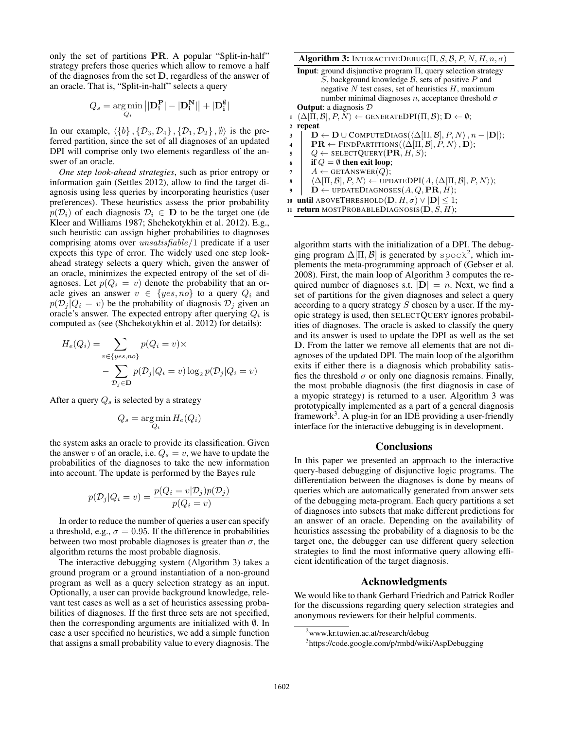only the set of partitions $\mathbf{PR}$. A popular "Split-in-half" strategy prefers those queries which allow to remove a half of the diagnoses from the set $\mathbf{D}$, regardless of the answer of an oracle. That is, "Split-in-half" selects a query

$$Q_s = \arg\min_{Q_i} \left| |\mathbf{D_i^P}| - |\mathbf{D_i^N}| \right| + |\mathbf{D_i^\emptyset}|$$

In our example, $\langle \{b\}, \{\mathcal{D}_3, \mathcal{D}_4\}, \{\mathcal{D}_1, \mathcal{D}_2\}, \emptyset \rangle$ is the preferred partition, since the set of all diagnoses of an updated DPI will comprise only two elements regardless of the answer of an oracle.

*One step look-ahead strategies*, such as prior entropy or information gain (Settles 2012), allow to find the target diagnosis using less queries by incorporating heuristics (user preferences). These heuristics assess the prior probability $p(\mathcal{D}_i)$ of each diagnosis $\mathcal{D}_i \in \mathbf{D}$ to be the target one (de Kleer and Williams 1987; Shchekotykhin et al. 2012). E.g., such heuristic can assign higher probabilities to diagnoses comprising atoms over $\mathit{unsatisfiable}/1$ predicate if a user expects this type of error. The widely used one step look-ahead strategy selects a query which, given the answer of an oracle, minimizes the expected entropy of the set of diagnoses. Let $p(Q_i = v)$ denote the probability that an oracle gives an answer $v \in \{yes, no\}$ to a query $Q_i$ and $p(\mathcal{D}_j | Q_i = v)$ be the probability of diagnosis $\mathcal{D}_j$ given an oracle's answer. The expected entropy after querying $Q_i$ is computed as (see (Shchekotykhin et al. 2012) for details):

$$H_e(Q_i) = \sum_{v \in \{yes,no\}} p(Q_i = v) \times \\ - \sum_{\mathcal{D}_j \in \mathbf{D}} p(\mathcal{D}_j | Q_i = v) \log_2 p(\mathcal{D}_j | Q_i = v)$$

After a query $Q_s$ is selected by a strategy

$$Q_s = \arg\min_{Q_i} H_e(Q_i)$$

the system asks an oracle to provide its classification. Given the answer $v$ of an oracle, i.e. $Q_s = v$, we have to update the probabilities of the diagnoses to take the new information into account. The update is performed by the Bayes rule

$$p(\mathcal{D}_j | Q_i = v) = \frac{p(Q_i = v | \mathcal{D}_j) p(\mathcal{D}_j)}{p(Q_i = v)}$$

In order to reduce the number of queries a user can specify a threshold, e.g., $\sigma = 0.95$. If the difference in probabilities between two most probable diagnoses is greater than $\sigma$, the algorithm returns the most probable diagnosis.

The interactive debugging system (Algorithm 3) takes a ground program or a ground instantiation of a non-ground program as well as a query selection strategy as an input. Optionally, a user can provide background knowledge, relevant test cases as well as a set of heuristics assessing probabilities of diagnoses. If the first three sets are not specified, then the corresponding arguments are initialized with $\emptyset$. In case a user specified no heuristics, we add a simple function that assigns a small probability value to every diagnosis. The algorithm starts with the initialization of a DPI. The debugging program $\Delta[\Pi, \mathcal{B}]$ is generated by `spock`[2], which implements the meta-programming approach of (Gebser et al. 2008). First, the main loop of Algorithm 3 computes the required number of diagnoses s.t. $|\mathbf{D}| = n$. Next, we find a set of partitions for the given diagnoses and select a query according to a query strategy $S$ chosen by a user. If the myopic strategy is used, then SELECTQUERY ignores probabilities of diagnoses. The oracle is asked to classify the query and its answer is used to update the DPI as well as the set $\mathbf{D}$. From the latter we remove all elements that are not diagnoses of the updated DPI. The main loop of the algorithm exits if either there is a diagnosis which probability satisfies the threshold $\sigma$ or only one diagnosis remains. Finally, the most probable diagnosis (the first diagnosis in case of a myopic strategy) is returned to a user. Algorithm 3 was prototypically implemented as a part of a general diagnosis framework[3]. A plug-in for an IDE providing a user-friendly interface for the interactive debugging is in development.

**Algorithm 3:** INTERACTIVEDEBUG($\Pi, S, \mathcal{B}, P, N, H, n, \sigma$)

**Input**: ground disjunctive program $\Pi$, query selection strategy $S$, background knowledge $\mathcal{B}$, sets of positive $P$ and negative $N$ test cases, set of heuristics $H$, maximum number minimal diagnoses $n$, acceptance threshold $\sigma$

**Output**: a diagnosis $\mathcal{D}$

1. $\langle \Delta[\Pi, \mathcal{B}], P, N \rangle \leftarrow$ GENERATEDPI($\Pi, \mathcal{B}$); $\mathbf{D} \leftarrow \emptyset$;
2. **repeat**
3. $\quad \mathbf{D} \leftarrow \mathbf{D} \cup$ COMPUTEDIAGS($\langle \Delta[\Pi, \mathcal{B}], P, N \rangle, n - |\mathbf{D}|$);
4. $\quad \mathbf{PR} \leftarrow$ FINDPARTITIONS($\langle \Delta[\Pi, \mathcal{B}], P, N \rangle, \mathbf{D}$);
5. $\quad Q \leftarrow$ SELECTQUERY($\mathbf{PR}, H, S$);
6. $\quad$ **if** $Q = \emptyset$ **then exit loop**;
7. $\quad A \leftarrow$ GETANSWER($Q$);
8. $\quad \langle \Delta[\Pi, \mathcal{B}], P, N \rangle \leftarrow$ UPDATEDPI($A, \langle \Delta[\Pi, \mathcal{B}], P, N \rangle$);
9. $\quad \mathbf{D} \leftarrow$ UPDATEDIAGNOSES($A, Q, \mathbf{PR}, H$);
10. **until** ABOVETHRESHOLD($\mathbf{D}, H, \sigma$) $\vee\ |\mathbf{D}| \leq 1$;
11. **return** MOSTPROBABLEDIAGNOSIS($\mathbf{D}, S, H$);

## Conclusions

In this paper we presented an approach to the interactive query-based debugging of disjunctive logic programs. The differentiation between the diagnoses is done by means of queries which are automatically generated from answer sets of the debugging meta-program. Each query partitions a set of diagnoses into subsets that make different predictions for an answer of an oracle. Depending on the availability of heuristics assessing the probability of a diagnosis to be the target one, the debugger can use different query selection strategies to find the most informative query allowing efficient identification of the target diagnosis.

## Acknowledgments

We would like to thank Gerhard Friedrich and Patrick Rodler for the discussions regarding query selection strategies and anonymous reviewers for their helpful comments.

[2] www.kr.tuwien.ac.at/research/debug

[3] https://code.google.com/p/rmbd/wiki/AspDebugging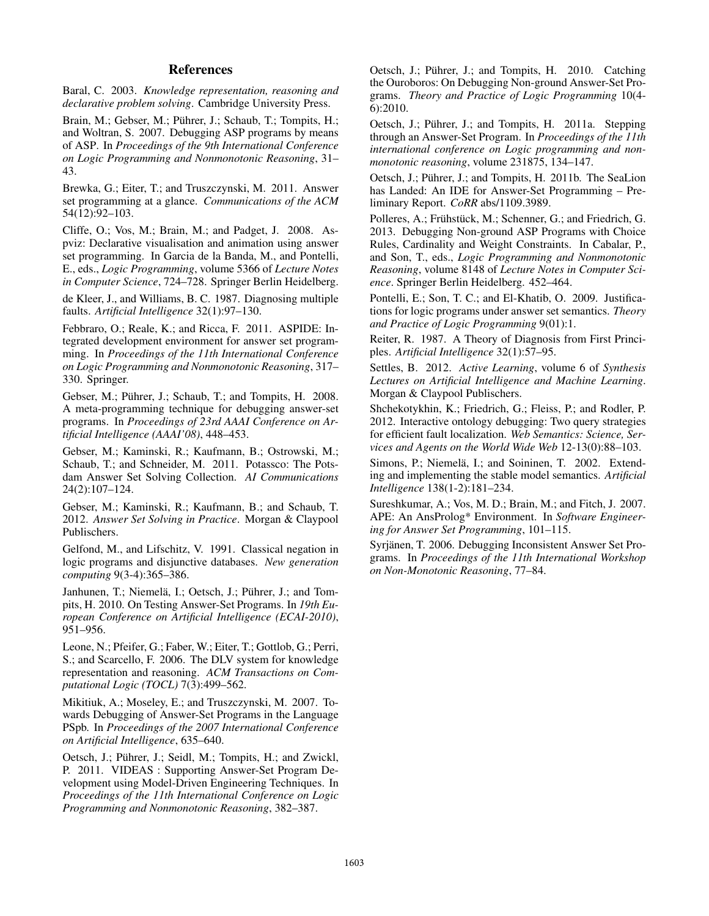## References

Baral, C. 2003. *Knowledge representation, reasoning and declarative problem solving*. Cambridge University Press.

Brain, M.; Gebser, M.; Pührer, J.; Schaub, T.; Tompits, H.; and Woltran, S. 2007. Debugging ASP programs by means of ASP. In *Proceedings of the 9th International Conference on Logic Programming and Nonmonotonic Reasoning*, 31–43.

Brewka, G.; Eiter, T.; and Truszczynski, M. 2011. Answer set programming at a glance. *Communications of the ACM* 54(12):92–103.

Cliffe, O.; Vos, M.; Brain, M.; and Padget, J. 2008. Aspviz: Declarative visualisation and animation using answer set programming. In Garcia de la Banda, M., and Pontelli, E., eds., *Logic Programming*, volume 5366 of *Lecture Notes in Computer Science*, 724–728. Springer Berlin Heidelberg.

de Kleer, J., and Williams, B. C. 1987. Diagnosing multiple faults. *Artificial Intelligence* 32(1):97–130.

Febbraro, O.; Reale, K.; and Ricca, F. 2011. ASPIDE: Integrated development environment for answer set programming. In *Proceedings of the 11th International Conference on Logic Programming and Nonmonotonic Reasoning*, 317–330. Springer.

Gebser, M.; Pührer, J.; Schaub, T.; and Tompits, H. 2008. A meta-programming technique for debugging answer-set programs. In *Proceedings of 23rd AAAI Conference on Artificial Intelligence (AAAI'08)*, 448–453.

Gebser, M.; Kaminski, R.; Kaufmann, B.; Ostrowski, M.; Schaub, T.; and Schneider, M. 2011. Potassco: The Potsdam Answer Set Solving Collection. *AI Communications* 24(2):107–124.

Gebser, M.; Kaminski, R.; Kaufmann, B.; and Schaub, T. 2012. *Answer Set Solving in Practice*. Morgan & Claypool Publischers.

Gelfond, M., and Lifschitz, V. 1991. Classical negation in logic programs and disjunctive databases. *New generation computing* 9(3-4):365–386.

Janhunen, T.; Niemelä, I.; Oetsch, J.; Pührer, J.; and Tompits, H. 2010. On Testing Answer-Set Programs. In *19th European Conference on Artificial Intelligence (ECAI-2010)*, 951–956.

Leone, N.; Pfeifer, G.; Faber, W.; Eiter, T.; Gottlob, G.; Perri, S.; and Scarcello, F. 2006. The DLV system for knowledge representation and reasoning. *ACM Transactions on Computational Logic (TOCL)* 7(3):499–562.

Mikitiuk, A.; Moseley, E.; and Truszczynski, M. 2007. Towards Debugging of Answer-Set Programs in the Language PSpb. In *Proceedings of the 2007 International Conference on Artificial Intelligence*, 635–640.

Oetsch, J.; Pührer, J.; Seidl, M.; Tompits, H.; and Zwickl, P. 2011. VIDEAS : Supporting Answer-Set Program Development using Model-Driven Engineering Techniques. In *Proceedings of the 11th International Conference on Logic Programming and Nonmonotonic Reasoning*, 382–387.

Oetsch, J.; Pührer, J.; and Tompits, H. 2010. Catching the Ouroboros: On Debugging Non-ground Answer-Set Programs. *Theory and Practice of Logic Programming* 10(4-6):2010.

Oetsch, J.; Pührer, J.; and Tompits, H. 2011a. Stepping through an Answer-Set Program. In *Proceedings of the 11th international conference on Logic programming and nonmonotonic reasoning*, volume 231875, 134–147.

Oetsch, J.; Pührer, J.; and Tompits, H. 2011b. The SeaLion has Landed: An IDE for Answer-Set Programming – Preliminary Report. *CoRR* abs/1109.3989.

Polleres, A.; Frühstück, M.; Schenner, G.; and Friedrich, G. 2013. Debugging Non-ground ASP Programs with Choice Rules, Cardinality and Weight Constraints. In Cabalar, P., and Son, T., eds., *Logic Programming and Nonmonotonic Reasoning*, volume 8148 of *Lecture Notes in Computer Science*. Springer Berlin Heidelberg. 452–464.

Pontelli, E.; Son, T. C.; and El-Khatib, O. 2009. Justifications for logic programs under answer set semantics. *Theory and Practice of Logic Programming* 9(01):1.

Reiter, R. 1987. A Theory of Diagnosis from First Principles. *Artificial Intelligence* 32(1):57–95.

Settles, B. 2012. *Active Learning*, volume 6 of *Synthesis Lectures on Artificial Intelligence and Machine Learning*. Morgan & Claypool Publischers.

Shchekotykhin, K.; Friedrich, G.; Fleiss, P.; and Rodler, P. 2012. Interactive ontology debugging: Two query strategies for efficient fault localization. *Web Semantics: Science, Services and Agents on the World Wide Web* 12-13(0):88–103.

Simons, P.; Niemelä, I.; and Soininen, T. 2002. Extending and implementing the stable model semantics. *Artificial Intelligence* 138(1-2):181–234.

Sureshkumar, A.; Vos, M. D.; Brain, M.; and Fitch, J. 2007. APE: An AnsProlog* Environment. In *Software Engineering for Answer Set Programming*, 101–115.

Syrjänen, T. 2006. Debugging Inconsistent Answer Set Programs. In *Proceedings of the 11th International Workshop on Non-Monotonic Reasoning*, 77–84.